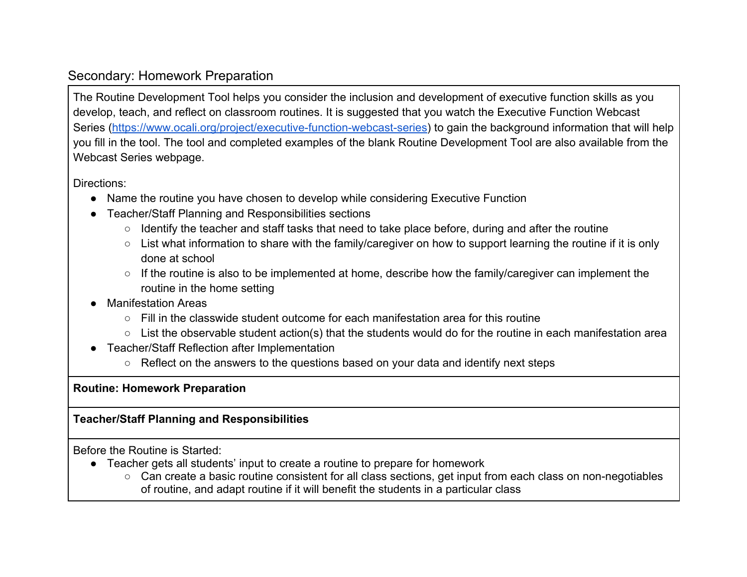## Secondary: Homework Preparation

The Routine Development Tool helps you consider the inclusion and development of executive function skills as you develop, teach, and reflect on classroom routines. It is suggested that you watch the Executive Function Webcast Series (https://www.ocali.org/project/executive-function-webcast-series) to gain the background information that will help you fill in the tool. The tool and completed examples of the blank Routine Development Tool are also available from the Webcast Series webpage.

Directions:

- Name the routine you have chosen to develop while considering Executive Function
- Teacher/Staff Planning and Responsibilities sections
  - Identify the teacher and staff tasks that need to take place before, during and after the routine
  - List what information to share with the family/caregiver on how to support learning the routine if it is only done at school
  - If the routine is also to be implemented at home, describe how the family/caregiver can implement the routine in the home setting
- Manifestation Areas
  - Fill in the classwide student outcome for each manifestation area for this routine
  - List the observable student action(s) that the students would do for the routine in each manifestation area
- Teacher/Staff Reflection after Implementation
  - Reflect on the answers to the questions based on your data and identify next steps

**Routine: Homework Preparation**

**Teacher/Staff Planning and Responsibilities**

Before the Routine is Started:

- Teacher gets all students' input to create a routine to prepare for homework
  - Can create a basic routine consistent for all class sections, get input from each class on non-negotiables of routine, and adapt routine if it will benefit the students in a particular class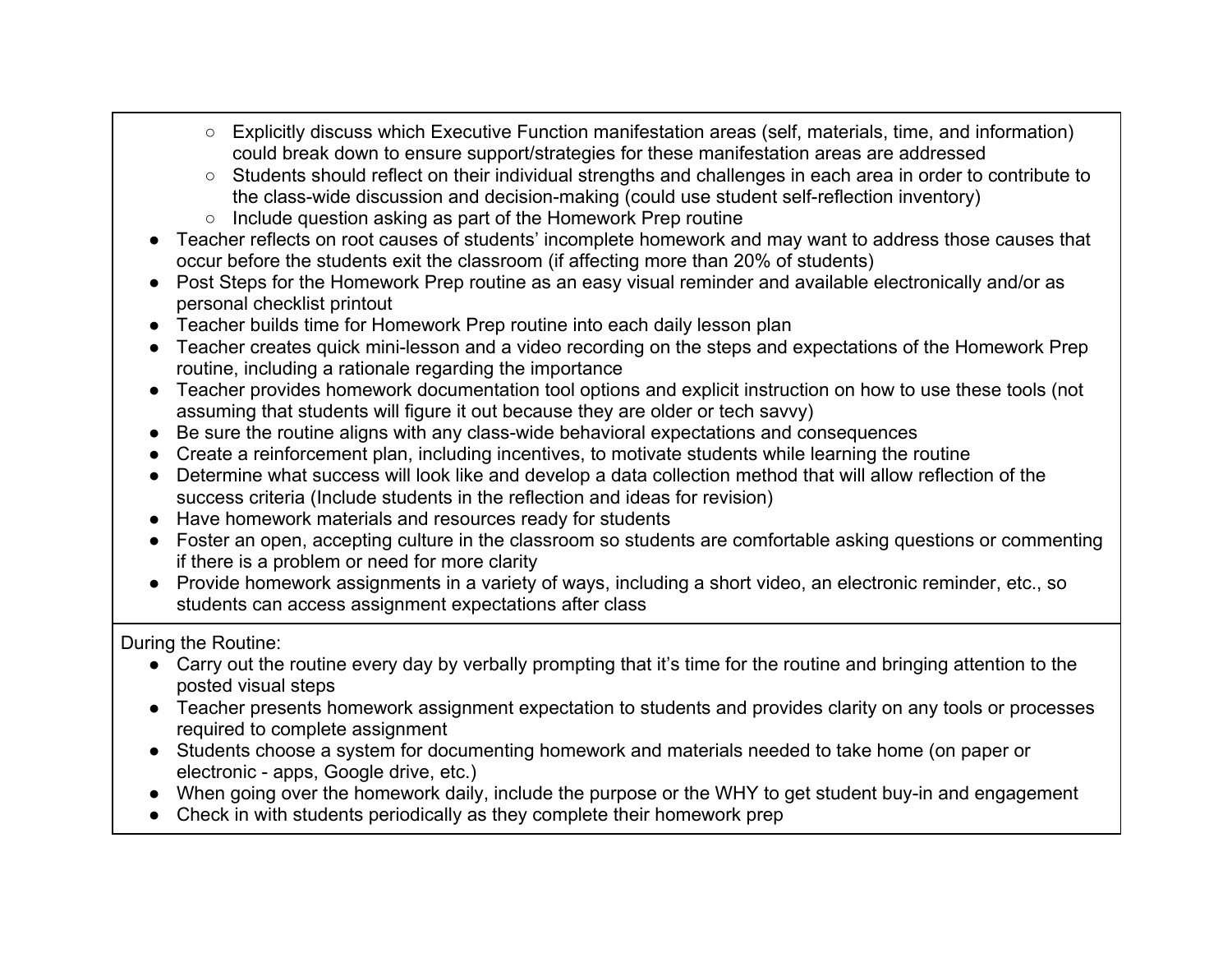- Explicitly discuss which Executive Function manifestation areas (self, materials, time, and information) could break down to ensure support/strategies for these manifestation areas are addressed
  - Students should reflect on their individual strengths and challenges in each area in order to contribute to the class-wide discussion and decision-making (could use student self-reflection inventory)
  - Include question asking as part of the Homework Prep routine
- Teacher reflects on root causes of students' incomplete homework and may want to address those causes that occur before the students exit the classroom (if affecting more than 20% of students)
- Post Steps for the Homework Prep routine as an easy visual reminder and available electronically and/or as personal checklist printout
- Teacher builds time for Homework Prep routine into each daily lesson plan
- Teacher creates quick mini-lesson and a video recording on the steps and expectations of the Homework Prep routine, including a rationale regarding the importance
- Teacher provides homework documentation tool options and explicit instruction on how to use these tools (not assuming that students will figure it out because they are older or tech savvy)
- Be sure the routine aligns with any class-wide behavioral expectations and consequences
- Create a reinforcement plan, including incentives, to motivate students while learning the routine
- Determine what success will look like and develop a data collection method that will allow reflection of the success criteria (Include students in the reflection and ideas for revision)
- Have homework materials and resources ready for students
- Foster an open, accepting culture in the classroom so students are comfortable asking questions or commenting if there is a problem or need for more clarity
- Provide homework assignments in a variety of ways, including a short video, an electronic reminder, etc., so students can access assignment expectations after class

During the Routine:

- Carry out the routine every day by verbally prompting that it's time for the routine and bringing attention to the posted visual steps
- Teacher presents homework assignment expectation to students and provides clarity on any tools or processes required to complete assignment
- Students choose a system for documenting homework and materials needed to take home (on paper or electronic - apps, Google drive, etc.)
- When going over the homework daily, include the purpose or the WHY to get student buy-in and engagement
- Check in with students periodically as they complete their homework prep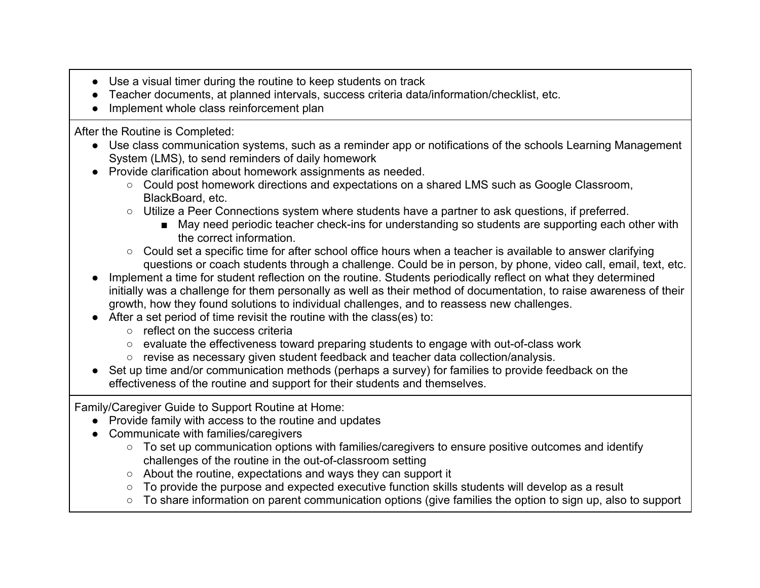- Use a visual timer during the routine to keep students on track
- Teacher documents, at planned intervals, success criteria data/information/checklist, etc.
- Implement whole class reinforcement plan

After the Routine is Completed:

- Use class communication systems, such as a reminder app or notifications of the schools Learning Management System (LMS), to send reminders of daily homework
- Provide clarification about homework assignments as needed.
  - Could post homework directions and expectations on a shared LMS such as Google Classroom, BlackBoard, etc.
  - Utilize a Peer Connections system where students have a partner to ask questions, if preferred.
    - May need periodic teacher check-ins for understanding so students are supporting each other with the correct information.
  - Could set a specific time for after school office hours when a teacher is available to answer clarifying questions or coach students through a challenge. Could be in person, by phone, video call, email, text, etc.
- Implement a time for student reflection on the routine. Students periodically reflect on what they determined initially was a challenge for them personally as well as their method of documentation, to raise awareness of their growth, how they found solutions to individual challenges, and to reassess new challenges.
- After a set period of time revisit the routine with the class(es) to:
  - reflect on the success criteria
  - evaluate the effectiveness toward preparing students to engage with out-of-class work
  - revise as necessary given student feedback and teacher data collection/analysis.
- Set up time and/or communication methods (perhaps a survey) for families to provide feedback on the effectiveness of the routine and support for their students and themselves.

Family/Caregiver Guide to Support Routine at Home:

- Provide family with access to the routine and updates
- Communicate with families/caregivers
  - To set up communication options with families/caregivers to ensure positive outcomes and identify challenges of the routine in the out-of-classroom setting
  - About the routine, expectations and ways they can support it
  - To provide the purpose and expected executive function skills students will develop as a result
  - To share information on parent communication options (give families the option to sign up, also to support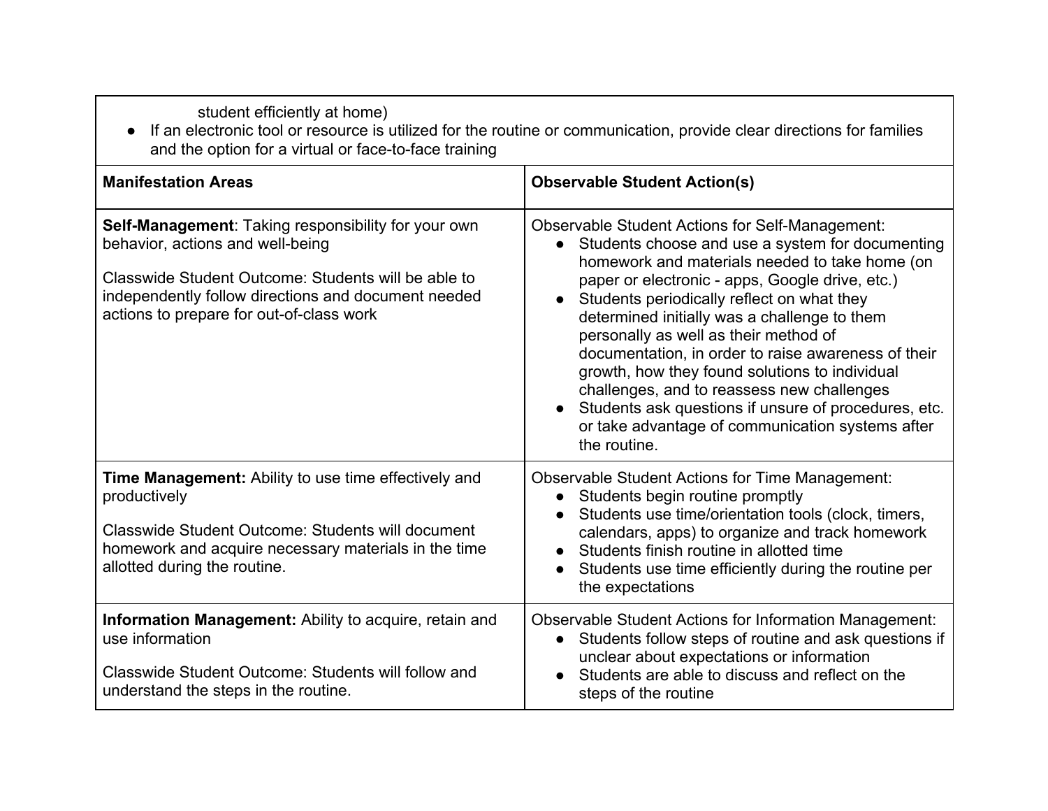student efficiently at home)

- If an electronic tool or resource is utilized for the routine or communication, provide clear directions for families and the option for a virtual or face-to-face training

| **Manifestation Areas** | **Observable Student Action(s)** |
| --- | --- |
| **Self-Management**: Taking responsibility for your own behavior, actions and well-being<br><br>Classwide Student Outcome: Students will be able to independently follow directions and document needed actions to prepare for out-of-class work | Observable Student Actions for Self-Management:<br>● Students choose and use a system for documenting homework and materials needed to take home (on paper or electronic - apps, Google drive, etc.)<br>● Students periodically reflect on what they determined initially was a challenge to them personally as well as their method of documentation, in order to raise awareness of their growth, how they found solutions to individual challenges, and to reassess new challenges<br>● Students ask questions if unsure of procedures, etc. or take advantage of communication systems after the routine. |
| **Time Management:** Ability to use time effectively and productively<br><br>Classwide Student Outcome: Students will document homework and acquire necessary materials in the time allotted during the routine. | Observable Student Actions for Time Management:<br>● Students begin routine promptly<br>● Students use time/orientation tools (clock, timers, calendars, apps) to organize and track homework<br>● Students finish routine in allotted time<br>● Students use time efficiently during the routine per the expectations |
| **Information Management:** Ability to acquire, retain and use information<br><br>Classwide Student Outcome: Students will follow and understand the steps in the routine. | Observable Student Actions for Information Management:<br>● Students follow steps of routine and ask questions if unclear about expectations or information<br>● Students are able to discuss and reflect on the steps of the routine |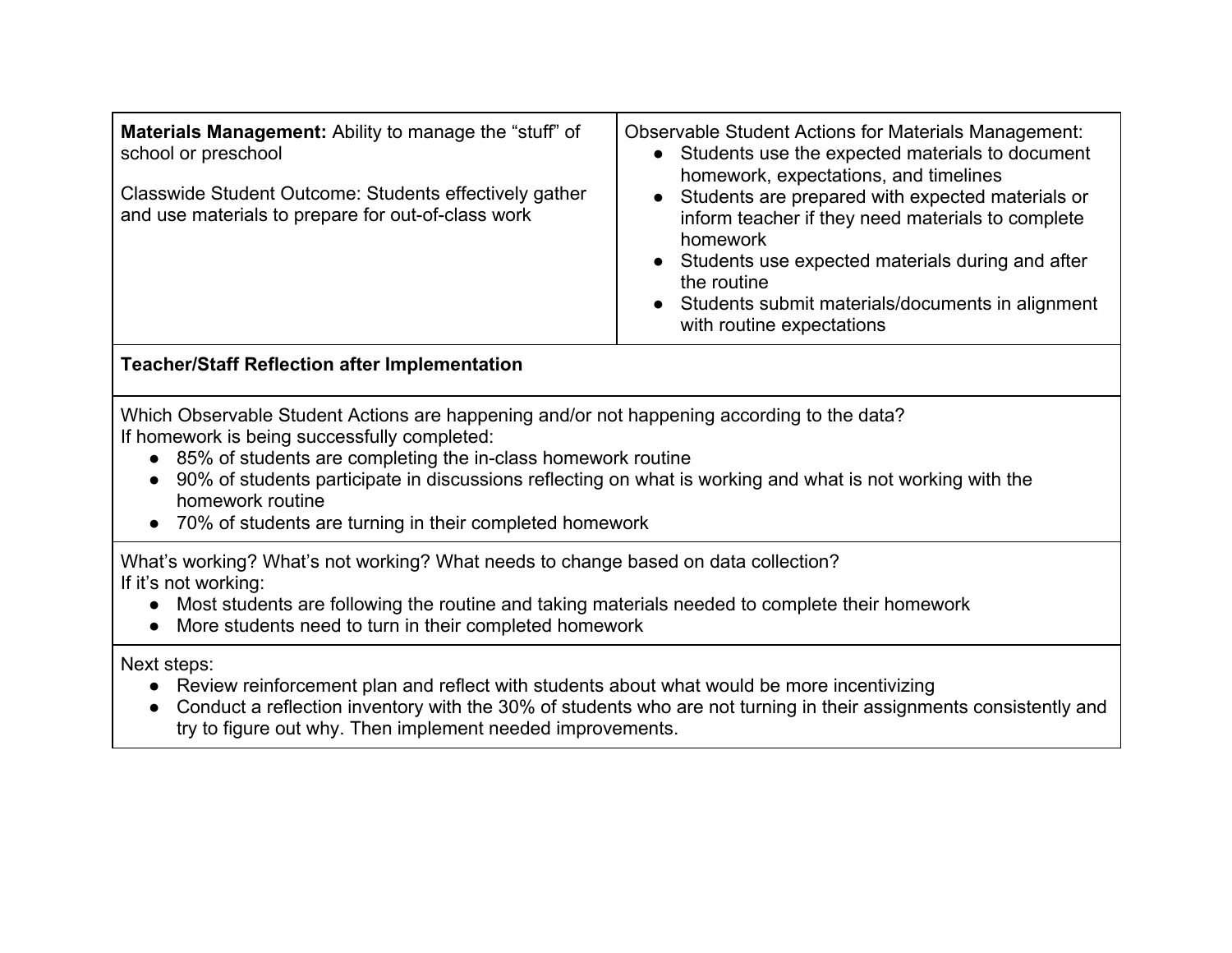| | |
|---|---|
| **Materials Management:** Ability to manage the "stuff" of school or preschool<br><br>Classwide Student Outcome: Students effectively gather and use materials to prepare for out-of-class work | Observable Student Actions for Materials Management:<br>• Students use the expected materials to document homework, expectations, and timelines<br>• Students are prepared with expected materials or inform teacher if they need materials to complete homework<br>• Students use expected materials during and after the routine<br>• Students submit materials/documents in alignment with routine expectations |

**Teacher/Staff Reflection after Implementation**

Which Observable Student Actions are happening and/or not happening according to the data?
If homework is being successfully completed:

- 85% of students are completing the in-class homework routine
- 90% of students participate in discussions reflecting on what is working and what is not working with the homework routine
- 70% of students are turning in their completed homework

What's working? What's not working? What needs to change based on data collection?
If it's not working:

- Most students are following the routine and taking materials needed to complete their homework
- More students need to turn in their completed homework

Next steps:

- Review reinforcement plan and reflect with students about what would be more incentivizing
- Conduct a reflection inventory with the 30% of students who are not turning in their assignments consistently and try to figure out why. Then implement needed improvements.